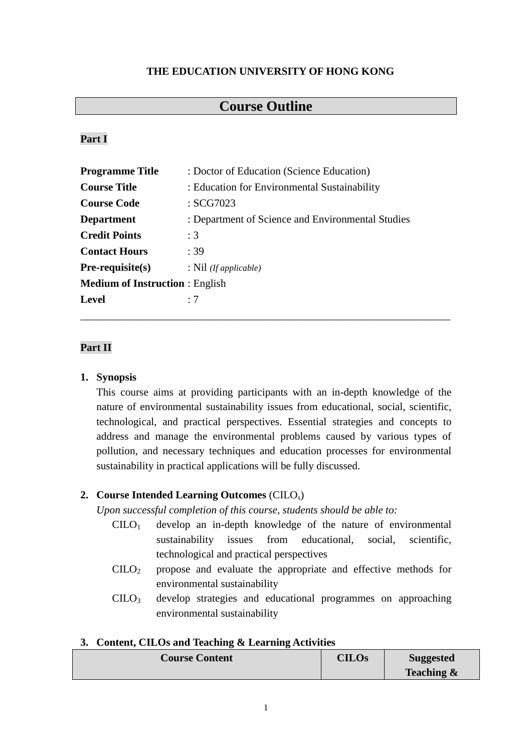**THE EDUCATION UNIVERSITY OF HONG KONG**

# Course Outline

## Part I

**Programme Title** : Doctor of Education (Science Education)
**Course Title** : Education for Environmental Sustainability
**Course Code** : SCG7023
**Department** : Department of Science and Environmental Studies
**Credit Points** : 3
**Contact Hours** : 39
**Pre-requisite(s)** : Nil *(If applicable)*
**Medium of Instruction** : English
**Level** : 7

---

## Part II

1. **Synopsis**

   This course aims at providing participants with an in-depth knowledge of the nature of environmental sustainability issues from educational, social, scientific, technological, and practical perspectives. Essential strategies and concepts to address and manage the environmental problems caused by various types of pollution, and necessary techniques and education processes for environmental sustainability in practical applications will be fully discussed.

2. **Course Intended Learning Outcomes** ($CILO_s$)

   *Upon successful completion of this course, students should be able to:*

   - $CILO_1$ develop an in-depth knowledge of the nature of environmental sustainability issues from educational, social, scientific, technological and practical perspectives
   - $CILO_2$ propose and evaluate the appropriate and effective methods for environmental sustainability
   - $CILO_3$ develop strategies and educational programmes on approaching environmental sustainability

3. **Content, CILOs and Teaching & Learning Activities**

| Course Content | CILOs | Suggested Teaching & |
|---|---|---|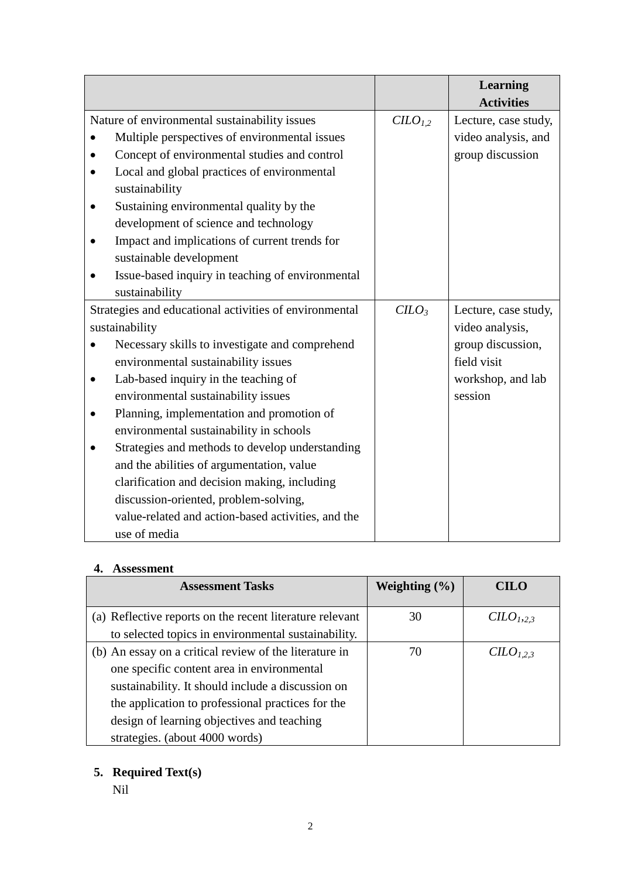| | | Learning Activities |
|---|---|---|
| Nature of environmental sustainability issues<br>• Multiple perspectives of environmental issues<br>• Concept of environmental studies and control<br>• Local and global practices of environmental sustainability<br>• Sustaining environmental quality by the development of science and technology<br>• Impact and implications of current trends for sustainable development<br>• Issue-based inquiry in teaching of environmental sustainability | $CILO_{1,2}$ | Lecture, case study, video analysis, and group discussion |
| Strategies and educational activities of environmental sustainability<br>• Necessary skills to investigate and comprehend environmental sustainability issues<br>• Lab-based inquiry in the teaching of environmental sustainability issues<br>• Planning, implementation and promotion of environmental sustainability in schools<br>• Strategies and methods to develop understanding and the abilities of argumentation, value clarification and decision making, including discussion-oriented, problem-solving, value-related and action-based activities, and the use of media | $CILO_3$ | Lecture, case study, video analysis, group discussion, field visit workshop, and lab session |

## 4. Assessment

| Assessment Tasks | Weighting (%) | CILO |
|---|---|---|
| (a) Reflective reports on the recent literature relevant to selected topics in environmental sustainability. | 30 | $CILO_{1,2,3}$ |
| (b) An essay on a critical review of the literature in one specific content area in environmental sustainability. It should include a discussion on the application to professional practices for the design of learning objectives and teaching strategies. (about 4000 words) | 70 | $CILO_{1,2,3}$ |

## 5. Required Text(s)

Nil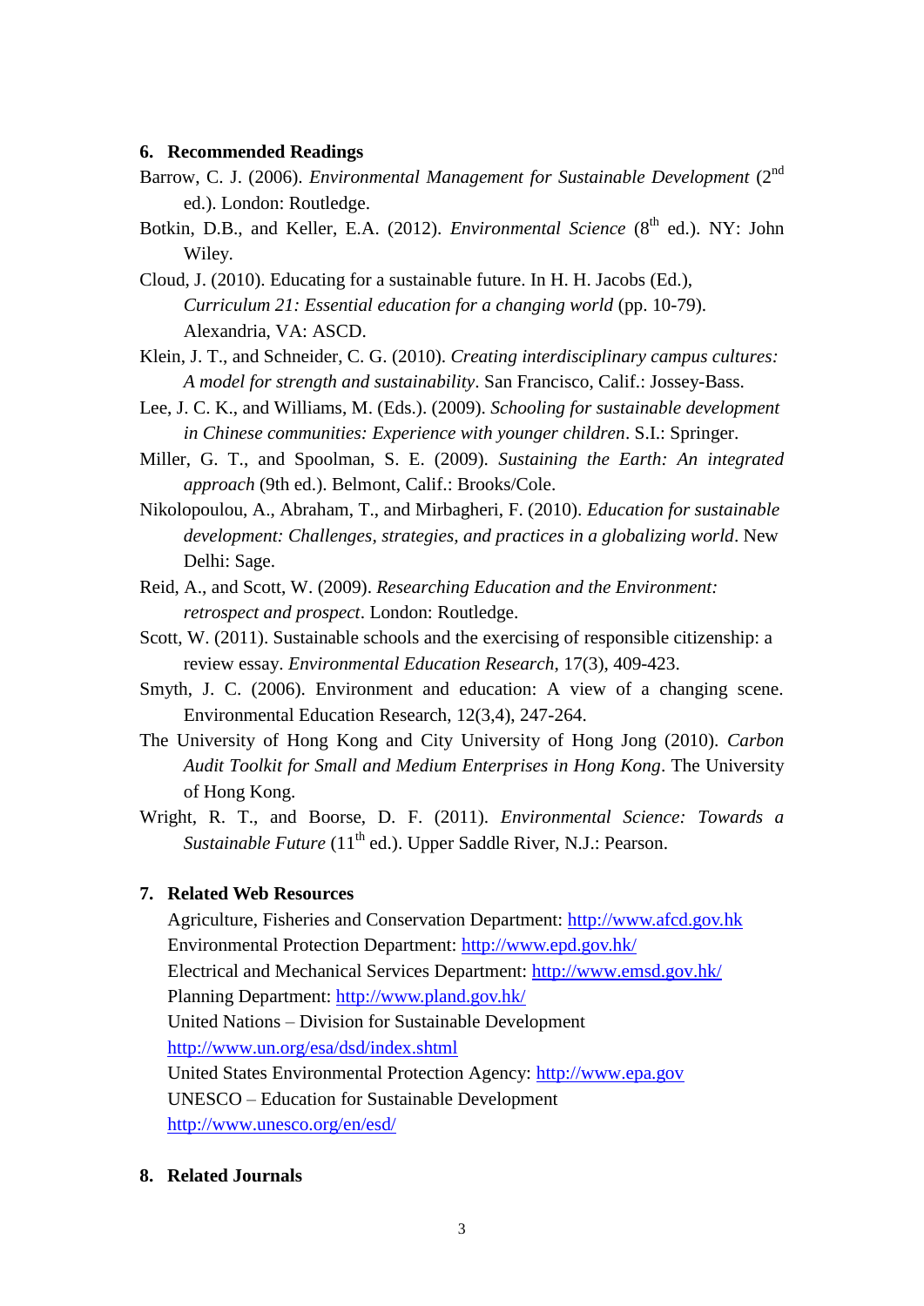## 6. Recommended Readings

Barrow, C. J. (2006). *Environmental Management for Sustainable Development* (2nd ed.). London: Routledge.

Botkin, D.B., and Keller, E.A. (2012). *Environmental Science* (8th ed.). NY: John Wiley.

Cloud, J. (2010). Educating for a sustainable future. In H. H. Jacobs (Ed.), *Curriculum 21: Essential education for a changing world* (pp. 10-79). Alexandria, VA: ASCD.

Klein, J. T., and Schneider, C. G. (2010). *Creating interdisciplinary campus cultures: A model for strength and sustainability*. San Francisco, Calif.: Jossey-Bass.

Lee, J. C. K., and Williams, M. (Eds.). (2009). *Schooling for sustainable development in Chinese communities: Experience with younger children*. S.I.: Springer.

Miller, G. T., and Spoolman, S. E. (2009). *Sustaining the Earth: An integrated approach* (9th ed.). Belmont, Calif.: Brooks/Cole.

Nikolopoulou, A., Abraham, T., and Mirbagheri, F. (2010). *Education for sustainable development: Challenges, strategies, and practices in a globalizing world*. New Delhi: Sage.

Reid, A., and Scott, W. (2009). *Researching Education and the Environment: retrospect and prospect*. London: Routledge.

Scott, W. (2011). Sustainable schools and the exercising of responsible citizenship: a review essay. *Environmental Education Research*, 17(3), 409-423.

Smyth, J. C. (2006). Environment and education: A view of a changing scene. Environmental Education Research, 12(3,4), 247-264.

The University of Hong Kong and City University of Hong Jong (2010). *Carbon Audit Toolkit for Small and Medium Enterprises in Hong Kong*. The University of Hong Kong.

Wright, R. T., and Boorse, D. F. (2011). *Environmental Science: Towards a Sustainable Future* (11th ed.). Upper Saddle River, N.J.: Pearson.

## 7. Related Web Resources

Agriculture, Fisheries and Conservation Department: http://www.afcd.gov.hk
Environmental Protection Department: http://www.epd.gov.hk/
Electrical and Mechanical Services Department: http://www.emsd.gov.hk/
Planning Department: http://www.pland.gov.hk/
United Nations – Division for Sustainable Development
http://www.un.org/esa/dsd/index.shtml
United States Environmental Protection Agency: http://www.epa.gov
UNESCO – Education for Sustainable Development
http://www.unesco.org/en/esd/

## 8. Related Journals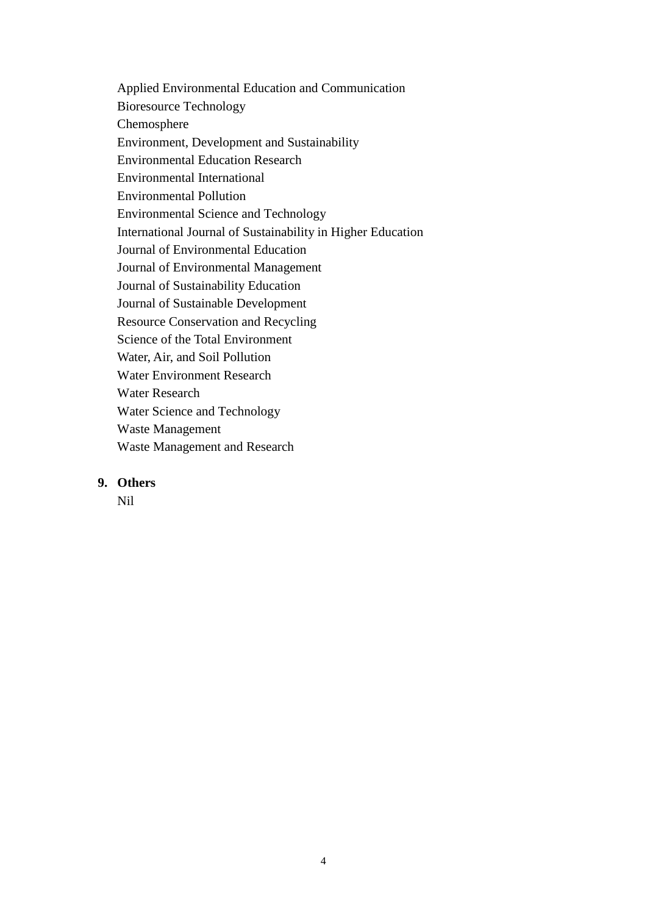Applied Environmental Education and Communication
Bioresource Technology
Chemosphere
Environment, Development and Sustainability
Environmental Education Research
Environmental International
Environmental Pollution
Environmental Science and Technology
International Journal of Sustainability in Higher Education
Journal of Environmental Education
Journal of Environmental Management
Journal of Sustainability Education
Journal of Sustainable Development
Resource Conservation and Recycling
Science of the Total Environment
Water, Air, and Soil Pollution
Water Environment Research
Water Research
Water Science and Technology
Waste Management
Waste Management and Research

**9. Others**

Nil